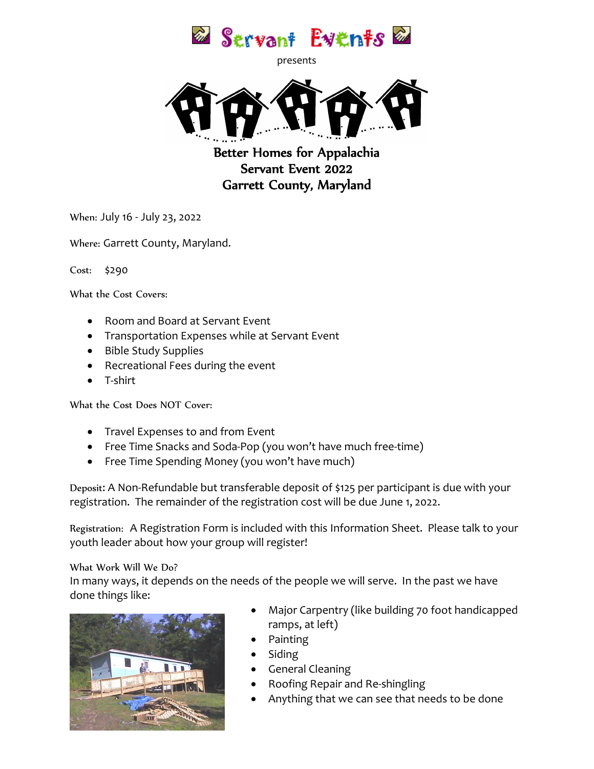Servant Events

presents

# Better Homes for Appalachia
## Servant Event 2022
## Garrett County, Maryland

When: July 16 - July 23, 2022

Where: Garrett County, Maryland.

Cost: $290

What the Cost Covers:

- Room and Board at Servant Event
- Transportation Expenses while at Servant Event
- Bible Study Supplies
- Recreational Fees during the event
- T-shirt

What the Cost Does NOT Cover:

- Travel Expenses to and from Event
- Free Time Snacks and Soda-Pop (you won't have much free-time)
- Free Time Spending Money (you won't have much)

Deposit: A Non-Refundable but transferable deposit of $125 per participant is due with your registration. The remainder of the registration cost will be due June 1, 2022.

Registration: A Registration Form is included with this Information Sheet. Please talk to your youth leader about how your group will register!

What Work Will We Do?

In many ways, it depends on the needs of the people we will serve. In the past we have done things like:

- Major Carpentry (like building 70 foot handicapped ramps, at left)
- Painting
- Siding
- General Cleaning
- Roofing Repair and Re-shingling
- Anything that we can see that needs to be done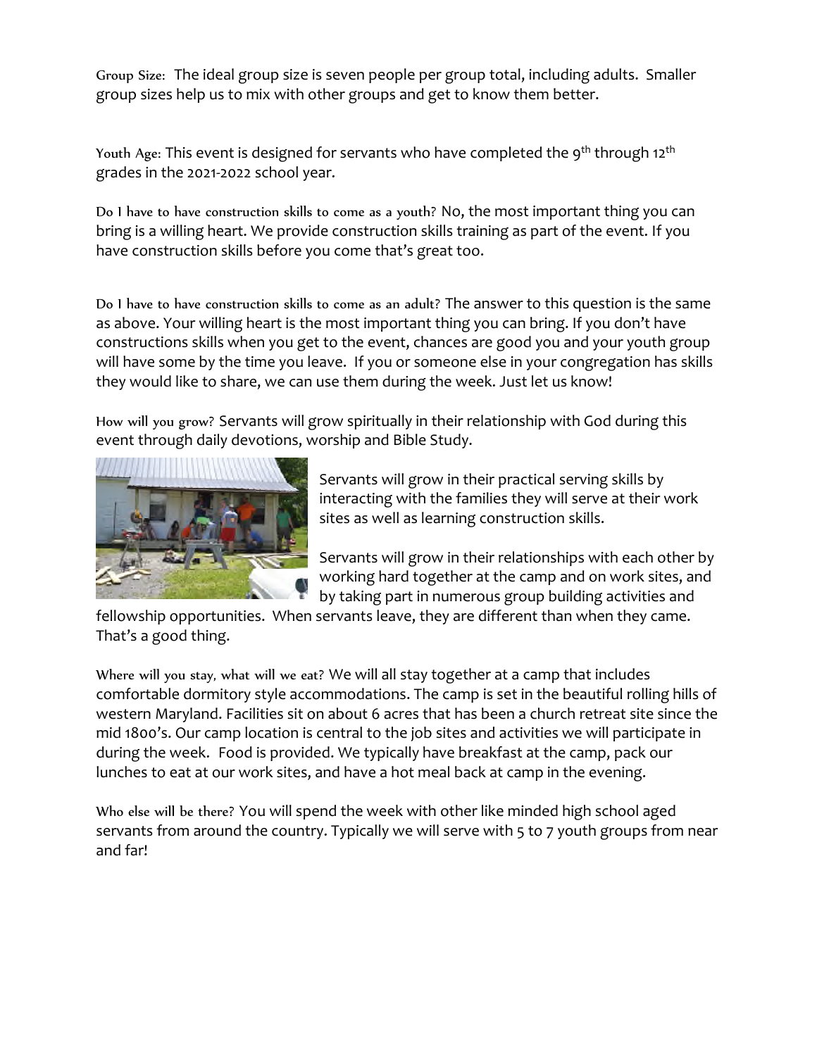**Group Size:** The ideal group size is seven people per group total, including adults. Smaller group sizes help us to mix with other groups and get to know them better.

**Youth Age:** This event is designed for servants who have completed the 9th through 12th grades in the 2021-2022 school year.

**Do I have to have construction skills to come as a youth?** No, the most important thing you can bring is a willing heart. We provide construction skills training as part of the event. If you have construction skills before you come that's great too.

**Do I have to have construction skills to come as an adult?** The answer to this question is the same as above. Your willing heart is the most important thing you can bring. If you don't have constructions skills when you get to the event, chances are good you and your youth group will have some by the time you leave. If you or someone else in your congregation has skills they would like to share, we can use them during the week. Just let us know!

**How will you grow?** Servants will grow spiritually in their relationship with God during this event through daily devotions, worship and Bible Study.

Servants will grow in their practical serving skills by interacting with the families they will serve at their work sites as well as learning construction skills.

Servants will grow in their relationships with each other by working hard together at the camp and on work sites, and by taking part in numerous group building activities and fellowship opportunities. When servants leave, they are different than when they came. That's a good thing.

**Where will you stay, what will we eat?** We will all stay together at a camp that includes comfortable dormitory style accommodations. The camp is set in the beautiful rolling hills of western Maryland. Facilities sit on about 6 acres that has been a church retreat site since the mid 1800's. Our camp location is central to the job sites and activities we will participate in during the week. Food is provided. We typically have breakfast at the camp, pack our lunches to eat at our work sites, and have a hot meal back at camp in the evening.

**Who else will be there?** You will spend the week with other like minded high school aged servants from around the country. Typically we will serve with 5 to 7 youth groups from near and far!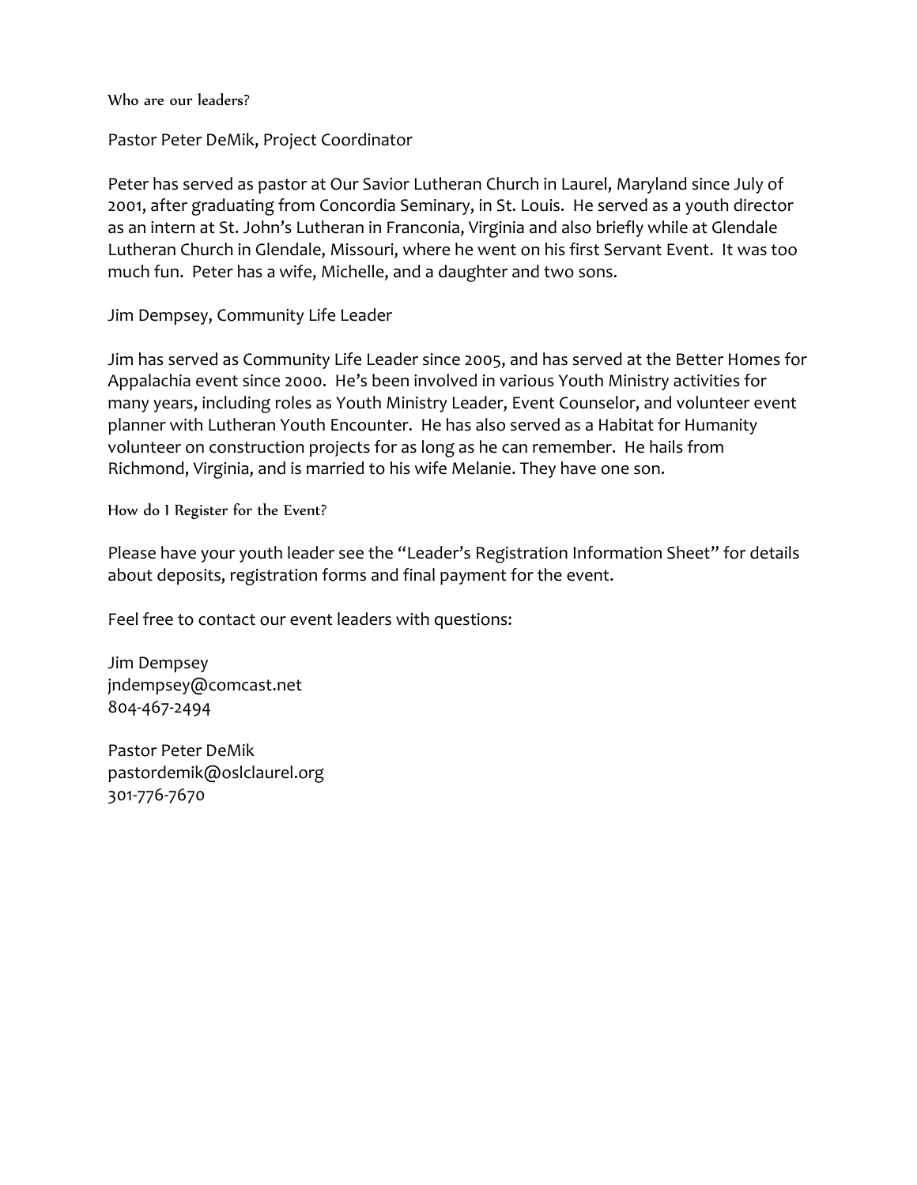## Who are our leaders?

Pastor Peter DeMik, Project Coordinator

Peter has served as pastor at Our Savior Lutheran Church in Laurel, Maryland since July of 2001, after graduating from Concordia Seminary, in St. Louis. He served as a youth director as an intern at St. John's Lutheran in Franconia, Virginia and also briefly while at Glendale Lutheran Church in Glendale, Missouri, where he went on his first Servant Event. It was too much fun. Peter has a wife, Michelle, and a daughter and two sons.

Jim Dempsey, Community Life Leader

Jim has served as Community Life Leader since 2005, and has served at the Better Homes for Appalachia event since 2000. He's been involved in various Youth Ministry activities for many years, including roles as Youth Ministry Leader, Event Counselor, and volunteer event planner with Lutheran Youth Encounter. He has also served as a Habitat for Humanity volunteer on construction projects for as long as he can remember. He hails from Richmond, Virginia, and is married to his wife Melanie. They have one son.

## How do I Register for the Event?

Please have your youth leader see the "Leader's Registration Information Sheet" for details about deposits, registration forms and final payment for the event.

Feel free to contact our event leaders with questions:

Jim Dempsey
jndempsey@comcast.net
804-467-2494

Pastor Peter DeMik
pastordemik@oslclaurel.org
301-776-7670